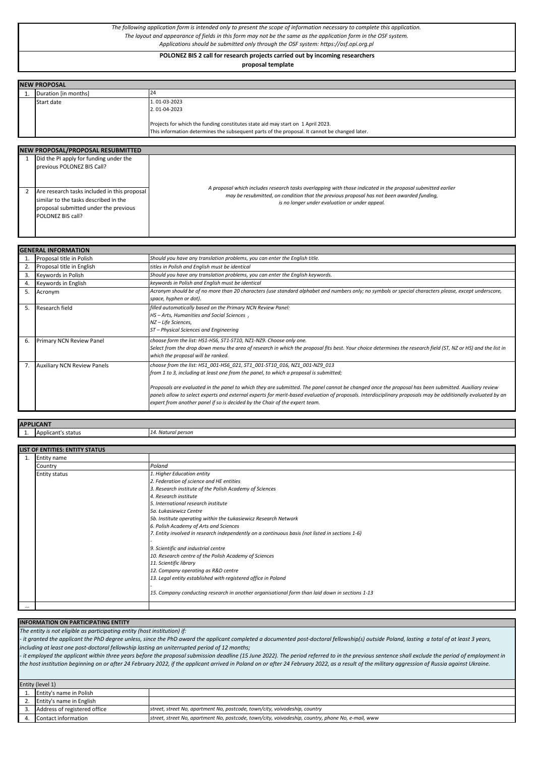*The following application form is intended only to present the scope of information necessary to complete this application.*
*The layout and appearance of fields in this form may not be the same as the application form in the OSF system.*
*Applications should be submitted only through the OSF system: https://osf.opi.org.pl*

**POLONEZ BIS 2 call for research projects carried out by incoming researchers**
**proposal template**

| **NEW PROPOSAL** | | |
|---|---|---|
| 1. | Duration [in months] | 24 |
| | Start date | 1. 01-03-2023<br>2. 01-04-2023<br><br>Projects for which the funding constitutes state aid may start on 1 April 2023.<br>This information determines the subsequent parts of the proposal. It cannot be changed later. |

| **NEW PROPOSAL/PROPOSAL RESUBMITTED** | | |
|---|---|---|
| 1 | Did the PI apply for funding under the previous POLONEZ BIS Call? | *A proposal which includes research tasks overlapping with those indicated in the proposal submitted earlier may be resubmitted, on condition that the previous proposal has not been awarded funding, is no longer under evaluation or under appeal.* |
| 2 | Are research tasks included in this proposal similar to the tasks described in the proposal submitted under the previous POLONEZ BIS call? | |

| **GENERAL INFORMATION** | | |
|---|---|---|
| 1. | Proposal title in Polish | *Should you have any translation problems, you can enter the English title.* |
| 2. | Proposal title in English | *titles in Polish and English must be identical* |
| 3. | Keywords in Polish | *Should you have any translation problems, you can enter the English keywords.* |
| 4. | Keywords in English | *keywords in Polish and English must be identical* |
| 5. | Acronym | *Acronym should be of no more than 20 characters (use standard alphabet and numbers only; no symbols or special characters please, except underscore, space, hyphen or dot).* |
| 5. | Research field | *filled automatically based on the Primary NCN Review Panel:*<br>*HS – Arts, Humanities and Social Sciences ,*<br>*NZ – Life Sciences,*<br>*ST – Physical Sciences and Engineering* |
| 6. | Primary NCN Review Panel | *choose form the list: HS1-HS6, ST1-ST10, NZ1-NZ9. Choose only one.*<br>*Select from the drop down menu the area of research in which the proposal fits best. Your choice determines the research field (ST, NZ or HS) and the list in which the proposal will be ranked.* |
| 7. | Auxiliary NCN Review Panels | *choose from the list: HS1_001-HS6_021, ST1_001-ST10_016, NZ1_001-NZ9_013*<br>*from 1 to 3, including at least one from the panel, to which a proposal is submitted;*<br><br>*Proposals are evaluated in the panel to which they are submitted. The panel cannot be changed once the proposal has been submitted. Auxiliary review panels allow to select experts and external experts for merit-based evaluation of proposals. Interdisciplinary proposals may be additionally evaluated by an expert from another panel if so is decided by the Chair of the expert team.* |

| **APPLICANT** | | |
|---|---|---|
| 1. | Applicant's status | *14. Natural person* |

| **LIST OF ENTITIES: ENTITY STATUS** | | |
|---|---|---|
| 1. | Entity name | |
| | Country | *Poland* |
| | Entity status | *1. Higher Education entity*<br>*2. Federation of science and HE entities*<br>*3. Research institute of the Polish Academy of Sciences*<br>*4. Research institute*<br>*5. International research institute*<br>*5a. Łukasiewicz Centre*<br>*5b. Institute operating within the Łukasiewicz Research Network*<br>*6. Polish Academy of Arts and Sciences*<br>*7. Entity involved in research independently on a continuous basis (not listed in sections 1-6)*<br>*-*<br>*9. Scientific and industrial centre*<br>*10. Research centre of the Polish Academy of Sciences*<br>*11. Scientific library*<br>*12. Company operating as R&D centre*<br>*13. Legal entity established with registered office in Poland*<br>*-*<br>*15. Company conducting research in another organisational form than laid down in sections 1-13* |
| ... | | |

**INFORMATION ON PARTICIPATING ENTITY**

*The entity is not eligible as participating entity (host institution) if:*
*- it granted the applicant the PhD degree unless, since the PhD award the applicant completed a documented post-doctoral fellowship(s) outside Poland, lasting a total of at least 3 years, including at least one post-doctoral fellowship lasting an uniterrupted period of 12 months;*
*- it employed the applicant within three years before the proposal submission deadline (15 June 2022). The period referred to in the previous sentence shall exclude the period of employment in the host institution beginning on or after 24 February 2022, if the applicant arrived in Poland on or after 24 February 2022, as a result of the military aggression of Russia against Ukraine.*

| Entity (level 1) | | |
|---|---|---|
| 1. | Entity's name in Polish | |
| 2. | Entity's name in English | |
| 3. | Address of registered office | *street, street No, apartment No, postcode, town/city, voivodeship, country* |
| 4. | Contact information | *street, street No, apartment No, postcode, town/city, voivodeship, country, phone No, e-mail, www* |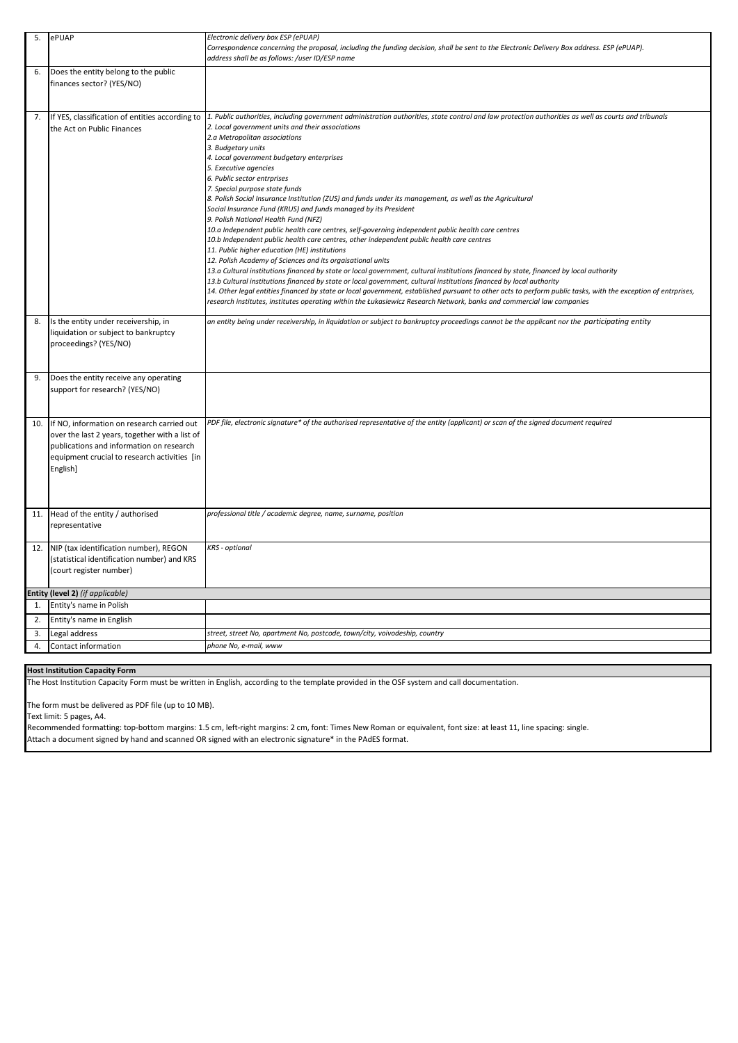| | | |
|---|---|---|
| 5. | ePUAP | *Electronic delivery box ESP (ePUAP)*<br>*Correspondence concerning the proposal, including the funding decision, shall be sent to the Electronic Delivery Box address. ESP (ePUAP).*<br>*address shall be as follows: /user ID/ESP name* |
| 6. | Does the entity belong to the public finances sector? (YES/NO) | |
| 7. | If YES, classification of entities according to the Act on Public Finances | *1. Public authorities, including government administration authorities, state control and law protection authorities as well as courts and tribunals*<br>*2. Local government units and their associations*<br>*2.a Metropolitan associations*<br>*3. Budgetary units*<br>*4. Local government budgetary enterprises*<br>*5. Executive agencies*<br>*6. Public sector entrprises*<br>*7. Special purpose state funds*<br>*8. Polish Social Insurance Institution (ZUS) and funds under its management, as well as the Agricultural Social Insurance Fund (KRUS) and funds managed by its President*<br>*9. Polish National Health Fund (NFZ)*<br>*10.a Independent public health care centres, self-governing independent public health care centres*<br>*10.b Independent public health care centres, other independent public health care centres*<br>*11. Public higher education (HE) institutions*<br>*12. Polish Academy of Sciences and its orgaisational units*<br>*13.a Cultural institutions financed by state or local government, cultural institutions financed by state, financed by local authority*<br>*13.b Cultural institutions financed by state or local government, cultural institutions financed by local authority*<br>*14. Other legal entities financed by state or local government, established pursuant to other acts to perform public tasks, with the exception of entrprises, research institutes, institutes operating within the Łukasiewicz Research Network, banks and commercial law companies* |
| 8. | Is the entity under receivership, in liquidation or subject to bankruptcy proceedings? (YES/NO) | *an entity being under receivership, in liquidation or subject to bankruptcy proceedings cannot be the applicant nor the participating entity* |
| 9. | Does the entity receive any operating support for research? (YES/NO) | |
| 10. | If NO, information on research carried out over the last 2 years, together with a list of publications and information on research equipment crucial to research activities [in English] | *PDF file, electronic signature\* of the authorised representative of the entity (applicant) or scan of the signed document required* |
| 11. | Head of the entity / authorised representative | *professional title / academic degree, name, surname, position* |
| 12. | NIP (tax identification number), REGON (statistical identification number) and KRS (court register number) | *KRS - optional* |
| **Entity (level 2)** *(if applicable)* | | |
| 1. | Entity's name in Polish | |
| 2. | Entity's name in English | |
| 3. | Legal address | *street, street No, apartment No, postcode, town/city, voivodeship, country* |
| 4. | Contact information | *phone No, e-mail, www* |

**Host Institution Capacity Form**

The Host Institution Capacity Form must be written in English, according to the template provided in the OSF system and call documentation.

The form must be delivered as PDF file (up to 10 MB).

Text limit: 5 pages, A4.

Recommended formatting: top-bottom margins: 1.5 cm, left-right margins: 2 cm, font: Times New Roman or equivalent, font size: at least 11, line spacing: single.

Attach a document signed by hand and scanned OR signed with an electronic signature* in the PAdES format.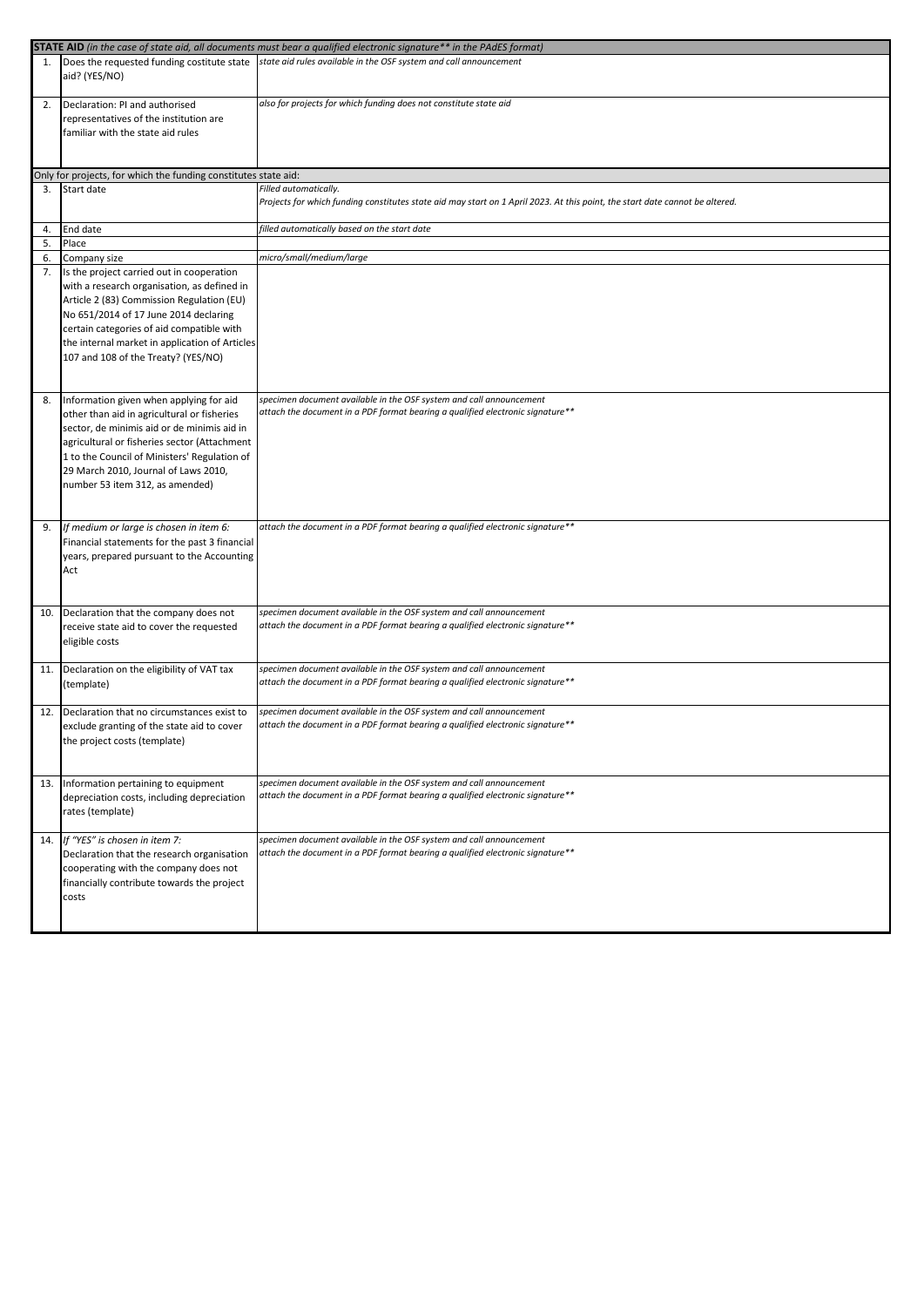| | **STATE AID** *(in the case of state aid, all documents must bear a qualified electronic signature** in the PAdES format)* | |
|---|---|---|
| 1. | Does the requested funding costitute state aid? (YES/NO) | *state aid rules available in the OSF system and call announcement* |
| 2. | Declaration: PI and authorised representatives of the institution are familiar with the state aid rules | *also for projects for which funding does not constitute state aid* |
| | Only for projects, for which the funding constitutes state aid: | |
| 3. | Start date | *Filled automatically.*<br>*Projects for which funding constitutes state aid may start on 1 April 2023. At this point, the start date cannot be altered.* |
| 4. | End date | *filled automatically based on the start date* |
| 5. | Place | |
| 6. | Company size | *micro/small/medium/large* |
| 7. | Is the project carried out in cooperation with a research organisation, as defined in Article 2 (83) Commission Regulation (EU) No 651/2014 of 17 June 2014 declaring certain categories of aid compatible with the internal market in application of Articles 107 and 108 of the Treaty? (YES/NO) | |
| 8. | Information given when applying for aid other than aid in agricultural or fisheries sector, de minimis aid or de minimis aid in agricultural or fisheries sector (Attachment 1 to the Council of Ministers' Regulation of 29 March 2010, Journal of Laws 2010, number 53 item 312, as amended) | *specimen document available in the OSF system and call announcement*<br>*attach the document in a PDF format bearing a qualified electronic signature*** |
| 9. | *If medium or large is chosen in item 6:*<br>Financial statements for the past 3 financial years, prepared pursuant to the Accounting Act | *attach the document in a PDF format bearing a qualified electronic signature*** |
| 10. | Declaration that the company does not receive state aid to cover the requested eligible costs | *specimen document available in the OSF system and call announcement*<br>*attach the document in a PDF format bearing a qualified electronic signature*** |
| 11. | Declaration on the eligibility of VAT tax (template) | *specimen document available in the OSF system and call announcement*<br>*attach the document in a PDF format bearing a qualified electronic signature*** |
| 12. | Declaration that no circumstances exist to exclude granting of the state aid to cover the project costs (template) | *specimen document available in the OSF system and call announcement*<br>*attach the document in a PDF format bearing a qualified electronic signature*** |
| 13. | Information pertaining to equipment depreciation costs, including depreciation rates (template) | *specimen document available in the OSF system and call announcement*<br>*attach the document in a PDF format bearing a qualified electronic signature*** |
| 14. | *If "YES" is chosen in item 7:*<br>Declaration that the research organisation cooperating with the company does not financially contribute towards the project costs | *specimen document available in the OSF system and call announcement*<br>*attach the document in a PDF format bearing a qualified electronic signature*** |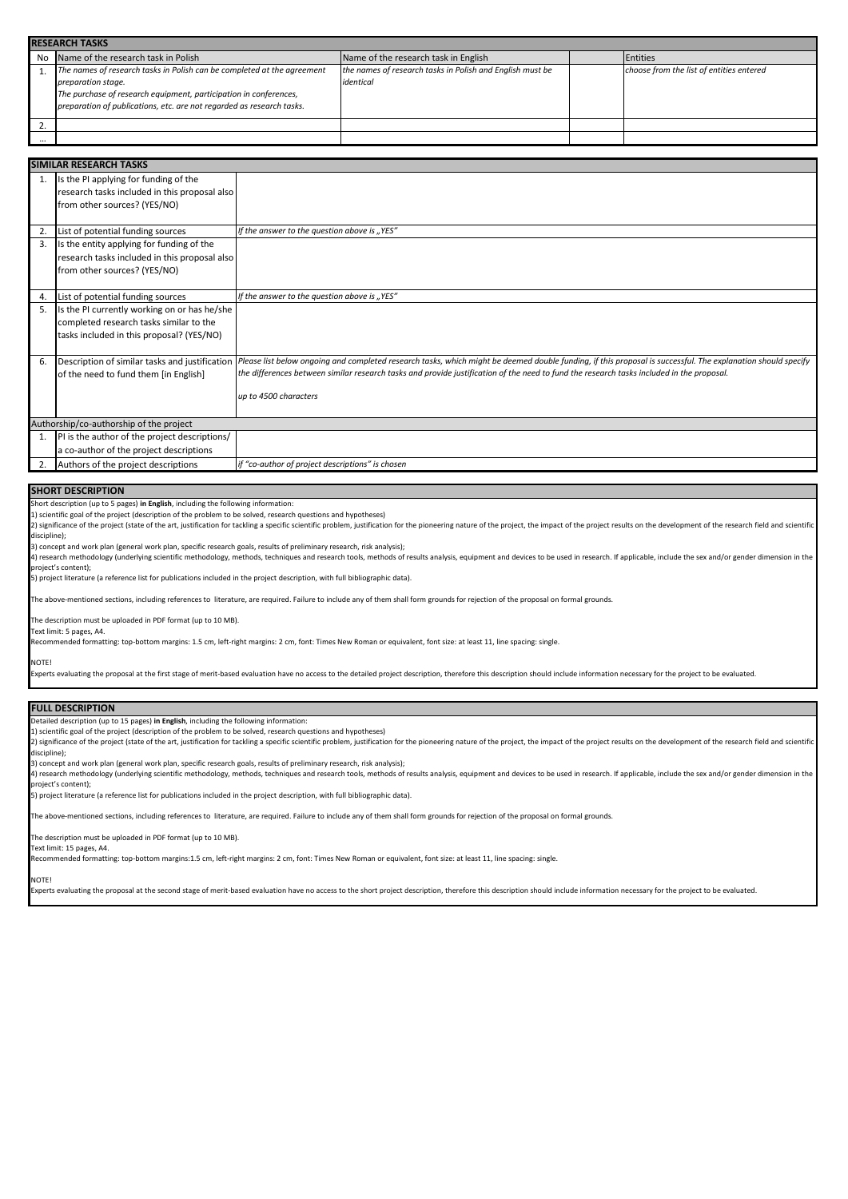## RESEARCH TASKS

| No | Name of the research task in Polish | Name of the research task in English | | Entities |
|---|---|---|---|---|
| 1. | *The names of research tasks in Polish can be completed at the agreement preparation stage.* *The purchase of research equipment, participation in conferences, preparation of publications, etc. are not regarded as research tasks.* | *the names of research tasks in Polish and English must be identical* | | *choose from the list of entities entered* |
| 2. | | | | |
| ... | | | | |

## SIMILAR RESEARCH TASKS

| | | |
|---|---|---|
| 1. | Is the PI applying for funding of the research tasks included in this proposal also from other sources? (YES/NO) | |
| 2. | List of potential funding sources | *If the answer to the question above is „YES"* |
| 3. | Is the entity applying for funding of the research tasks included in this proposal also from other sources? (YES/NO) | |
| 4. | List of potential funding sources | *If the answer to the question above is „YES"* |
| 5. | Is the PI currently working on or has he/she completed research tasks similar to the tasks included in this proposal? (YES/NO) | |
| 6. | Description of similar tasks and justification of the need to fund them [in English] | *Please list below ongoing and completed research tasks, which might be deemed double funding, if this proposal is successful. The explanation should specify the differences between similar research tasks and provide justification of the need to fund the research tasks included in the proposal.* *up to 4500 characters* |
| **Authorship/co-authorship of the project** | | |
| 1. | PI is the author of the project descriptions/ a co-author of the project descriptions | |
| 2. | Authors of the project descriptions | *if "co-author of project descriptions" is chosen* |

## SHORT DESCRIPTION

Short description (up to 5 pages) **in English**, including the following information:

1) scientific goal of the project (description of the problem to be solved, research questions and hypotheses)
2) significance of the project (state of the art, justification for tackling a specific scientific problem, justification for the pioneering nature of the project, the impact of the project results on the development of the research field and scientific discipline);
3) concept and work plan (general work plan, specific research goals, results of preliminary research, risk analysis);
4) research methodology (underlying scientific methodology, methods, techniques and research tools, methods of results analysis, equipment and devices to be used in research. If applicable, include the sex and/or gender dimension in the project's content);
5) project literature (a reference list for publications included in the project description, with full bibliographic data).

The above-mentioned sections, including references to literature, are required. Failure to include any of them shall form grounds for rejection of the proposal on formal grounds.

The description must be uploaded in PDF format (up to 10 MB).
Text limit: 5 pages, A4.
Recommended formatting: top-bottom margins: 1.5 cm, left-right margins: 2 cm, font: Times New Roman or equivalent, font size: at least 11, line spacing: single.

NOTE!
Experts evaluating the proposal at the first stage of merit-based evaluation have no access to the detailed project description, therefore this description should include information necessary for the project to be evaluated.

## FULL DESCRIPTION

Detailed description (up to 15 pages) **in English**, including the following information:

1) scientific goal of the project (description of the problem to be solved, research questions and hypotheses)
2) significance of the project (state of the art, justification for tackling a specific scientific problem, justification for the pioneering nature of the project, the impact of the project results on the development of the research field and scientific discipline);
3) concept and work plan (general work plan, specific research goals, results of preliminary research, risk analysis);
4) research methodology (underlying scientific methodology, methods, techniques and research tools, methods of results analysis, equipment and devices to be used in research. If applicable, include the sex and/or gender dimension in the project's content);
5) project literature (a reference list for publications included in the project description, with full bibliographic data).

The above-mentioned sections, including references to literature, are required. Failure to include any of them shall form grounds for rejection of the proposal on formal grounds.

The description must be uploaded in PDF format (up to 10 MB).
Text limit: 15 pages, A4.
Recommended formatting: top-bottom margins:1.5 cm, left-right margins: 2 cm, font: Times New Roman or equivalent, font size: at least 11, line spacing: single.

NOTE!
Experts evaluating the proposal at the second stage of merit-based evaluation have no access to the short project description, therefore this description should include information necessary for the project to be evaluated.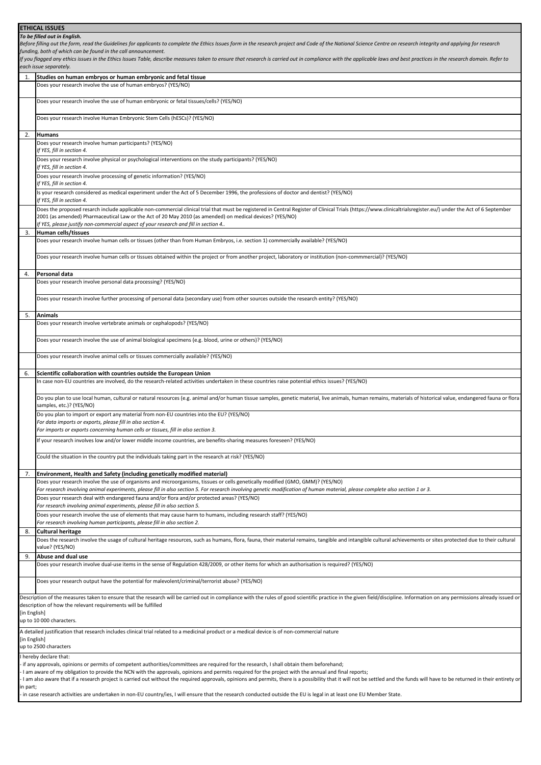## ETHICAL ISSUES

***To be filled out in English.***

*Before filling out the form, read the Guidelines for applicants to complete the Ethics Issues form in the research project and Code of the National Science Centre on research integrity and applying for research funding, both of which can be found in the call announcement.*

*If you flagged any ethics issues in the Ethics Issues Table, describe measures taken to ensure that research is carried out in compliance with the applicable laws and best practices in the research domain. Refer to each issue separately.*

| | |
|---|---|
| 1. | **Studies on human embryos or human embryonic and fetal tissue** |
| | Does your research involve the use of human embryos? (YES/NO) |
| | Does your research involve the use of human embryonic or fetal tissues/cells? (YES/NO) |
| | Does your research involve Human Embryonic Stem Cells (hESCs)? (YES/NO) |
| 2. | **Humans** |
| | Does your research involve human participants? (YES/NO)<br>*If YES, fill in section 4.* |
| | Does your research involve physical or psychological interventions on the study participants? (YES/NO)<br>*If YES, fill in section 4.* |
| | Does your research involve processing of genetic information? (YES/NO)<br>*If YES, fill in section 4.* |
| | Is your research considered as medical experiment under the Act of 5 December 1996, the professions of doctor and dentist? (YES/NO)<br>*If YES, fill in section 4.* |
| | Does the proposed resarch include applicable non-commercial clinical trial that must be registered in Central Register of Clinical Trials (https://www.clinicaltrialsregister.eu/) under the Act of 6 September 2001 (as amended) Pharmaceutical Law or the Act of 20 May 2010 (as amended) on medical devices? (YES/NO)<br>*If YES, please justify non-commercial aspect of your research and fill in section 4..* |
| 3. | **Human cells/tissues** |
| | Does your research involve human cells or tissues (other than from Human Embryos, i.e. section 1) commercially available? (YES/NO) |
| | Does your research involve human cells or tissues obtained within the project or from another project, laboratory or institution (non-commmercial)? (YES/NO) |
| 4. | **Personal data** |
| | Does your research involve personal data processing? (YES/NO) |
| | Does your research involve further processing of personal data (secondary use) from other sources outside the research entity? (YES/NO) |
| 5. | **Animals** |
| | Does your research involve vertebrate animals or cephalopods? (YES/NO) |
| | Does your research involve the use of animal biological specimens (e.g. blood, urine or others)? (YES/NO) |
| | Does your research involve animal cells or tissues commercially available? (YES/NO) |
| 6. | **Scientific collaboration with countries outside the European Union** |
| | In case non-EU countries are involved, do the research-related activities undertaken in these countries raise potential ethics issues? (YES/NO) |
| | Do you plan to use local human, cultural or natural resources (e.g. animal and/or human tissue samples, genetic material, live animals, human remains, materials of historical value, endangered fauna or flora samples, etc.)? (YES/NO) |
| | Do you plan to import or export any material from non-EU countries into the EU? (YES/NO)<br>*For data imports or exports, please fill in also section 4.*<br>*For imports or exports concerning human cells or tissues, fill in also section 3.* |
| | If your research involves low and/or lower middle income countries, are benefits-sharing measures foreseen? (YES/NO) |
| | Could the situation in the country put the individuals taking part in the research at risk? (YES/NO) |
| 7. | **Environment, Health and Safety (including genetically modified material)** |
| | Does your research involve the use of organisms and microorganisms, tissues or cells genetically modified (GMO, GMM)? (YES/NO)<br>*For research involving animal experiments, please fill in also section 5. For research involving genetic modification of human material, please complete also section 1 or 3.* |
| | Does your research deal with endangered fauna and/or flora and/or protected areas? (YES/NO)<br>*For research involving animal experiments, please fill in also section 5.* |
| | Does your research involve the use of elements that may cause harm to humans, including research staff? (YES/NO)<br>*For research involving human participants, please fill in also section 2.* |
| 8. | **Cultural heritage** |
| | Does the research involve the usage of cultural heritage resources, such as humans, flora, fauna, their material remains, tangible and intangible cultural achievements or sites protected due to their cultural value? (YES/NO) |
| 9. | **Abuse and dual use** |
| | Does your research involve dual-use items in the sense of Regulation 428/2009, or other items for which an authorisation is required? (YES/NO) |
| | Does your research output have the potential for malevolent/criminal/terrorist abuse? (YES/NO) |

Description of the measures taken to ensure that the research will be carried out in compliance with the rules of good scientific practice in the given field/discipline. Information on any permissions already issued or description of how the relevant requirements will be fulfilled
[in English]
up to 10 000 characters.

A detailed justification that research includes clinical trial related to a medicinal product or a medical device is of non-commercial nature
[in English]
up to 2500 characters

I hereby declare that:
- if any approvals, opinions or permits of competent authorities/committees are required for the research, I shall obtain them beforehand;
- I am aware of my obligation to provide the NCN with the approvals, opinions and permits required for the project with the annual and final reports;
- I am also aware that if a research project is carried out without the required approvals, opinions and permits, there is a possibility that it will not be settled and the funds will have to be returned in their entirety or in part;
- in case research activities are undertaken in non-EU country/ies, I will ensure that the research conducted outside the EU is legal in at least one EU Member State.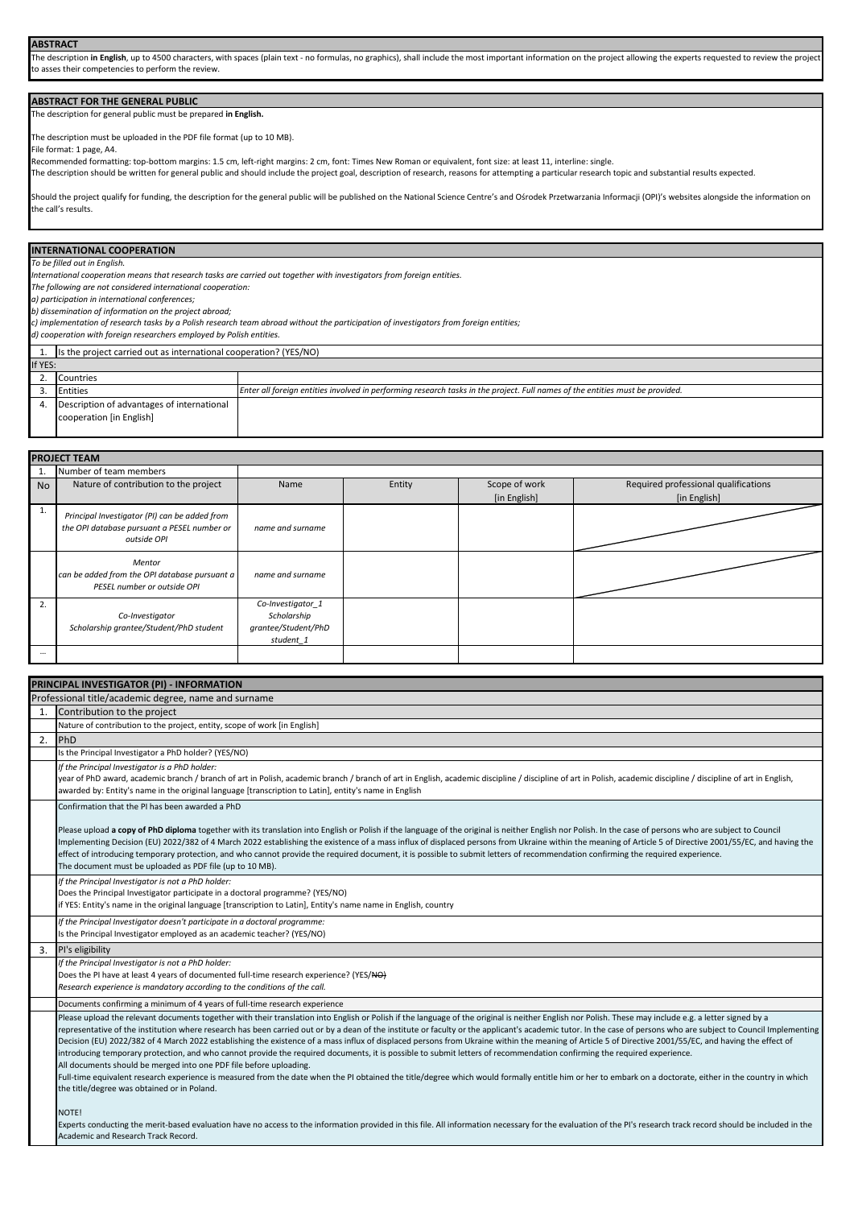## ABSTRACT

The description **in English**, up to 4500 characters, with spaces (plain text - no formulas, no graphics), shall include the most important information on the project allowing the experts requested to review the project to asses their competencies to perform the review.

## ABSTRACT FOR THE GENERAL PUBLIC

The description for general public must be prepared **in English.**

The description must be uploaded in the PDF file format (up to 10 MB).
File format: 1 page, A4.
Recommended formatting: top-bottom margins: 1.5 cm, left-right margins: 2 cm, font: Times New Roman or equivalent, font size: at least 11, interline: single.
The description should be written for general public and should include the project goal, description of research, reasons for attempting a particular research topic and substantial results expected.

Should the project qualify for funding, the description for the general public will be published on the National Science Centre's and Ośrodek Przetwarzania Informacji (OPI)'s websites alongside the information on the call's results.

## INTERNATIONAL COOPERATION

*To be filled out in English.*
*International cooperation means that research tasks are carried out together with investigators from foreign entities.*
*The following are not considered international cooperation:*
*a) participation in international conferences;*
*b) dissemination of information on the project abroad;*
*c) implementation of research tasks by a Polish research team abroad without the participation of investigators from foreign entities;*
*d) cooperation with foreign researchers employed by Polish entities.*

| | | |
|---|---|---|
| 1. | Is the project carried out as international cooperation? (YES/NO) | |
| If YES: | | |
| 2. | Countries | |
| 3. | Entities | *Enter all foreign entities involved in performing research tasks in the project. Full names of the entities must be provided.* |
| 4. | Description of advantages of international cooperation [in English] | |

## PROJECT TEAM

| | | | | | |
|---|---|---|---|---|---|
| 1. | Number of team members | | | | |
| No | Nature of contribution to the project | Name | Entity | Scope of work [in English] | Required professional qualifications [in English] |
| 1. | *Principal Investigator (PI) can be added from the OPI database pursuant a PESEL number or outside OPI* | *name and surname* | | | |
| | *Mentor can be added from the OPI database pursuant a PESEL number or outside OPI* | *name and surname* | | | |
| 2. | *Co-Investigator Scholarship grantee/Student/PhD student* | *Co-Investigator_1 Scholarship grantee/Student/PhD student_1* | | | |
| ... | | | | | |

## PRINCIPAL INVESTIGATOR (PI) - INFORMATION

Professional title/academic degree, name and surname

1. Contribution to the project

Nature of contribution to the project, entity, scope of work [in English]

2. PhD

Is the Principal Investigator a PhD holder? (YES/NO)

*If the Principal Investigator is a PhD holder:*
year of PhD award, academic branch / branch of art in Polish, academic branch / branch of art in English, academic discipline / discipline of art in Polish, academic discipline / discipline of art in English, awarded by: Entity's name in the original language [transcription to Latin], entity's name in English

Confirmation that the PI has been awarded a PhD

Please upload **a copy of PhD diploma** together with its translation into English or Polish if the language of the original is neither English nor Polish. In the case of persons who are subject to Council Implementing Decision (EU) 2022/382 of 4 March 2022 establishing the existence of a mass influx of displaced persons from Ukraine within the meaning of Article 5 of Directive 2001/55/EC, and having the effect of introducing temporary protection, and who cannot provide the required document, it is possible to submit letters of recommendation confirming the required experience.
The document must be uploaded as PDF file (up to 10 MB).

*If the Principal Investigator is not a PhD holder:*
Does the Principal Investigator participate in a doctoral programme? (YES/NO)
if YES: Entity's name in the original language [transcription to Latin], Entity's name name in English, country

*If the Principal Investigator doesn't participate in a doctoral programme:*
Is the Principal Investigator employed as an academic teacher? (YES/NO)

3. PI's eligibility

*If the Principal Investigator is not a PhD holder:*
Does the PI have at least 4 years of documented full-time research experience? (YES/~~NO~~)
*Research experience is mandatory according to the conditions of the call.*

Documents confirming a minimum of 4 years of full-time research experience

Please upload the relevant documents together with their translation into English or Polish if the language of the original is neither English nor Polish. These may include e.g. a letter signed by a representative of the institution where research has been carried out or by a dean of the institute or faculty or the applicant's academic tutor. In the case of persons who are subject to Council Implementing Decision (EU) 2022/382 of 4 March 2022 establishing the existence of a mass influx of displaced persons from Ukraine within the meaning of Article 5 of Directive 2001/55/EC, and having the effect of introducing temporary protection, and who cannot provide the required documents, it is possible to submit letters of recommendation confirming the required experience.
All documents should be merged into one PDF file before uploading.
Full-time equivalent research experience is measured from the date when the PI obtained the title/degree which would formally entitle him or her to embark on a doctorate, either in the country in which the title/degree was obtained or in Poland.

NOTE!
Experts conducting the merit-based evaluation have no access to the information provided in this file. All information necessary for the evaluation of the PI's research track record should be included in the Academic and Research Track Record.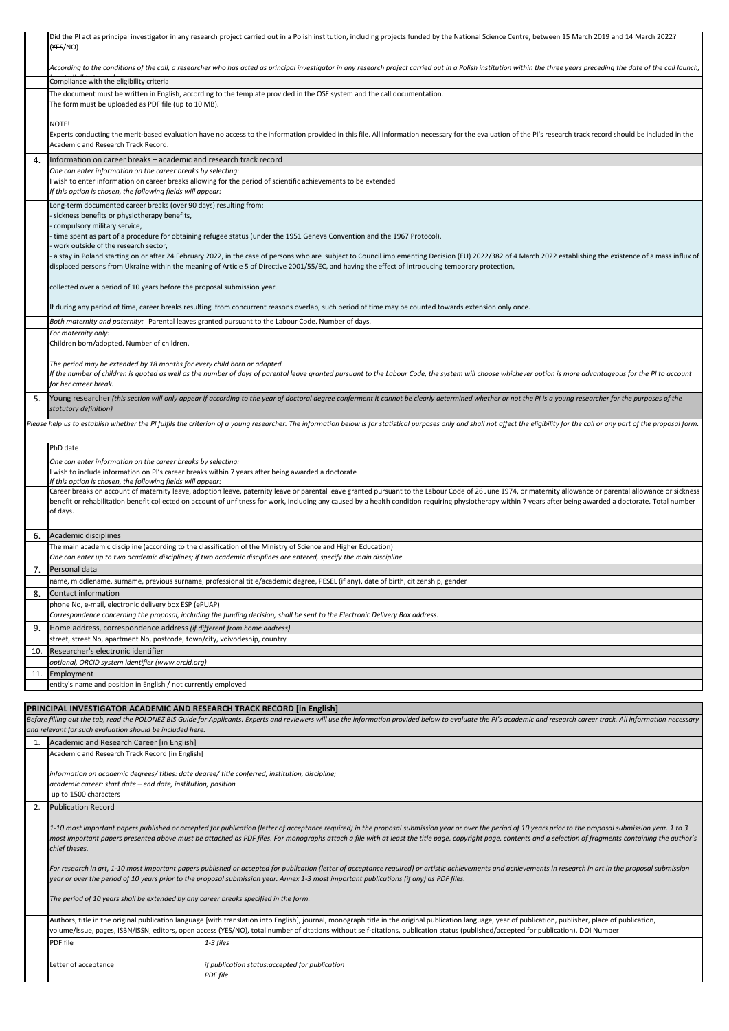Did the PI act as principal investigator in any research project carried out in a Polish institution, including projects funded by the National Science Centre, between 15 March 2019 and 14 March 2022? (~~YES~~/NO)

*According to the conditions of the call, a researcher who has acted as principal investigator in any research project carried out in a Polish institution within the three years preceding the date of the call launch,*

Compliance with the eligibility criteria

The document must be written in English, according to the template provided in the OSF system and the call documentation.
The form must be uploaded as PDF file (up to 10 MB).

NOTE!
Experts conducting the merit-based evaluation have no access to the information provided in this file. All information necessary for the evaluation of the PI's research track record should be included in the Academic and Research Track Record.

| | |
|---|---|
| 4. | **Information on career breaks – academic and research track record** |
| | *One can enter information on the career breaks by selecting:*<br>I wish to enter information on career breaks allowing for the period of scientific achievements to be extended<br>*If this option is chosen, the following fields will appear:* |
| | Long-term documented career breaks (over 90 days) resulting from:<br>- sickness benefits or physiotherapy benefits,<br>- compulsory military service,<br>- time spent as part of a procedure for obtaining refugee status (under the 1951 Geneva Convention and the 1967 Protocol),<br>- work outside of the research sector,<br>- a stay in Poland starting on or after 24 February 2022, in the case of persons who are subject to Council implementing Decision (EU) 2022/382 of 4 March 2022 establishing the existence of a mass influx of displaced persons from Ukraine within the meaning of Article 5 of Directive 2001/55/EC, and having the effect of introducing temporary protection,<br><br>collected over a period of 10 years before the proposal submission year.<br><br>If during any period of time, career breaks resulting from concurrent reasons overlap, such period of time may be counted towards extension only once. |
| | *Both maternity and paternity:* Parental leaves granted pursuant to the Labour Code. Number of days. |
| | *For maternity only:*<br>Children born/adopted. Number of children.<br><br>*The period may be extended by 18 months for every child born or adopted.*<br>*If the number of children is quoted as well as the number of days of parental leave granted pursuant to the Labour Code, the system will choose whichever option is more advantageous for the PI to account for her career break.* |
| 5. | Young researcher *(this section will only appear if according to the year of doctoral degree conferment it cannot be clearly determined whether or not the PI is a young researcher for the purposes of the statutory definition)* |
| | *Please help us to establish whether the PI fulfils the criterion of a young researcher. The information below is for statistical purposes only and shall not affect the eligibility for the call or any part of the proposal form.* |
| | PhD date |
| | *One can enter information on the career breaks by selecting:*<br>I wish to include information on PI's career breaks within 7 years after being awarded a doctorate<br>*If this option is chosen, the following fields will appear:* |
| | Career breaks on account of maternity leave, adoption leave, paternity leave or parental leave granted pursuant to the Labour Code of 26 June 1974, or maternity allowance or parental allowance or sickness benefit or rehabilitation benefit collected on account of unfitness for work, including any caused by a health condition requiring physiotherapy within 7 years after being awarded a doctorate. Total number of days. |
| 6. | **Academic disciplines** |
| | The main academic discipline (according to the classification of the Ministry of Science and Higher Education)<br>*One can enter up to two academic disciplines; if two academic disciplines are entered, specify the main discipline* |
| 7. | **Personal data** |
| | name, middlename, surname, previous surname, professional title/academic degree, PESEL (if any), date of birth, citizenship, gender |
| 8. | **Contact information** |
| | phone No, e-mail, electronic delivery box ESP (ePUAP)<br>*Correspondence concerning the proposal, including the funding decision, shall be sent to the Electronic Delivery Box address.* |
| 9. | **Home address, correspondence address** *(if different from home address)* |
| | street, street No, apartment No, postcode, town/city, voivodeship, country |
| 10. | **Researcher's electronic identifier** |
| | *optional, ORCID system identifier (www.orcid.org)* |
| 11. | **Employment** |
| | entity's name and position in English / not currently employed |

## PRINCIPAL INVESTIGATOR ACADEMIC AND RESEARCH TRACK RECORD [in English]

*Before filling out the tab, read the POLONEZ BIS Guide for Applicants. Experts and reviewers will use the information provided below to evaluate the PI's academic and research career track. All information necessary and relevant for such evaluation should be included here.*

| | | |
|---|---|---|
| 1. | **Academic and Research Career [in English]** | |
| | Academic and Research Track Record [in English]<br><br>*information on academic degrees/ titles: date degree/ title conferred, institution, discipline;*<br>*academic career: start date – end date, institution, position*<br>up to 1500 characters | |
| 2. | **Publication Record**<br><br>*1-10 most important papers published or accepted for publication (letter of acceptance required) in the proposal submission year or over the period of 10 years prior to the proposal submission year. 1 to 3 most important papers presented above must be attached as PDF files. For monographs attach a file with at least the title page, copyright page, contents and a selection of fragments containing the author's chief theses.*<br><br>*For research in art, 1-10 most important papers published or accepted for publication (letter of acceptance required) or artistic achievements and achievements in research in art in the proposal submission year or over the period of 10 years prior to the proposal submission year. Annex 1-3 most important publications (if any) as PDF files.*<br><br>*The period of 10 years shall be extended by any career breaks specified in the form.* | |
| | Authors, title in the original publication language [with translation into English], journal, monograph title in the original publication language, year of publication, publisher, place of publication, volume/issue, pages, ISBN/ISSN, editors, open access (YES/NO), total number of citations without self-citations, publication status (published/accepted for publication), DOI Number | |
| | PDF file | *1-3 files* |
| | Letter of acceptance | *if publication status:accepted for publication*<br>*PDF file* |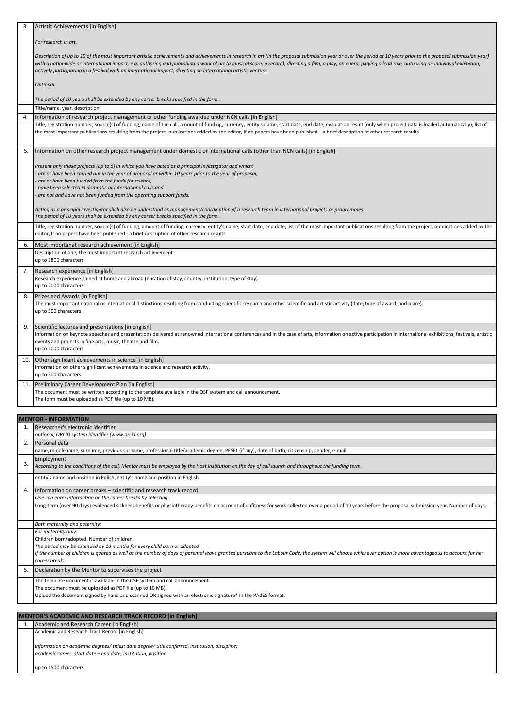| | |
|---|---|
| 3. | Artistic Achievements [in English]<br><br>*For research in art.*<br><br>*Description of up to 10 of the most important artistic achievements and achievements in research in art (in the proposal submission year or over the period of 10 years prior to the proposal submission year) with a nationwide or international impact, e.g. authoring and publishing a work of art (a musical score, a record), directing a film, a play, an opera, playing a lead role, authoring an individual exhibition, actively participating in a festival with an international impact, directing an international artistic venture.*<br><br>*Optional.*<br><br>*The period of 10 years shall be extended by any career breaks specified in the form.* |
| | Title/name, year, description |
| 4. | Information of research project management or other funding awarded under NCN calls [in English] |
| | Title, registration number, source(s) of funding, name of the call, amount of funding, currency, entity's name, start date, end date, evaluation result (only when project data is loaded automatically), list of the most important publications resulting from the project, publications added by the editor, If no papers have been published – a brief description of other research results |
| 5. | Information on other research project management under domestic or international calls (other than NCN calls) [in English]<br><br>*Present only those projects (up to 5) in which you have acted as a principal investigator and which:*<br>*- are or have been carried out in the year of proposal or within 10 years prior to the year of proposal,*<br>*- are or have been funded from the funds for science,*<br>*- have been selected in domestic or international calls and*<br>*- are not and have not been funded from the operating support funds.*<br><br>*Acting as a principal investigator shall also be understood as management/coordination of a research team in international projects or programmes.*<br>*The period of 10 years shall be extended by any career breaks specified in the form.* |
| | Title, registration number, source(s) of funding, amount of funding, currency, entity's name, start date, end date, list of the most important publications resulting from the project, publications added by the editor, If no papers have been published - a brief description of other research results |
| 6. | Most importanat research achievement [in English] |
| | Description of one, the most important research achievement.<br>up to 1800 characters |
| 7. | Research experience [in English] |
| | Research experience gained at home and abroad (duration of stay, country, institution, type of stay)<br>up to 2000 characters |
| 8. | Prizes and Awards [in English] |
| | The most important national or international distinctions resulting from conducting scientific research and other scientific and artistic activity (date, type of award, and place).<br>up to 500 characters |
| 9. | Scientific lectures and presentations [in English] |
| | Information on keynote speeches and presentations delivered at renowned international conferences and in the case of arts, information on active participation in international exhibitions, festivals, artistic events and projects in fine arts, music, theatre and film.<br>up to 2000 characters |
| 10. | Other significant achievements in science [in English] |
| | Information on other significant achievements in science and research activity.<br>up to 500 characters |
| 11. | Preliminary Career Development Plan [in English] |
| | The document must be written according to the template available in the OSF system and call announcement.<br>The form must be uploaded as PDF file (up to 10 MB). |

| **MENTOR - INFORMATION** | |
|---|---|
| 1. | Researcher's electronic identifier |
| | *optional, ORCID system identifier (www.orcid.org)* |
| 2. | Personal data |
| | name, middlename, surname, previous surname, professional title/academic degree, PESEL (if any), date of birth, citizenship, gender, e-mail |
| 3. | Employment<br>*According to the conditions of the call, Mentor must be employed by the Host Institution on the day of call launch and throughout the funding term.* |
| | entity's name and position in Polish, entity's name and position in English |
| 4. | Information on career breaks – scientific and research track record |
| | *One can enter information on the career breaks by selecting:* |
| | Long-term (over 90 days) evidenced sickness benefits or physiotherapy benefits on account of unfitness for work collected over a period of 10 years before the proposal submission year. Number of days. |
| | *Both maternity and paternity:* |
| | *For maternity only:*<br>Children born/adopted. Number of children.<br>*The period may be extended by 18 months for every child born or adopted.*<br>*If the number of children is quoted as well as the number of days of parental leave granted pursuant to the Labour Code, the system will choose whichever option is more advantageous to account for her career break.* |
| 5. | Declaration by the Mentor to supervises the project |
| | The template document is available in the OSF system and call announcement.<br>The document must be uploaded as PDF file (up to 10 MB).<br>Upload the document signed by hand and scanned OR signed with an electronic signature* in the PAdES format. |

| **MENTOR'S ACADEMIC AND RESEARCH TRACK RECORD [in English]** | |
|---|---|
| 1. | Academic and Research Career [in English] |
| | Academic and Research Track Record [in English]<br><br>*information on academic degrees/ titles: date degree/ title conferred, institution, discipline;*<br>*academic career: start date – end date, institution, position*<br><br>up to 1500 characters |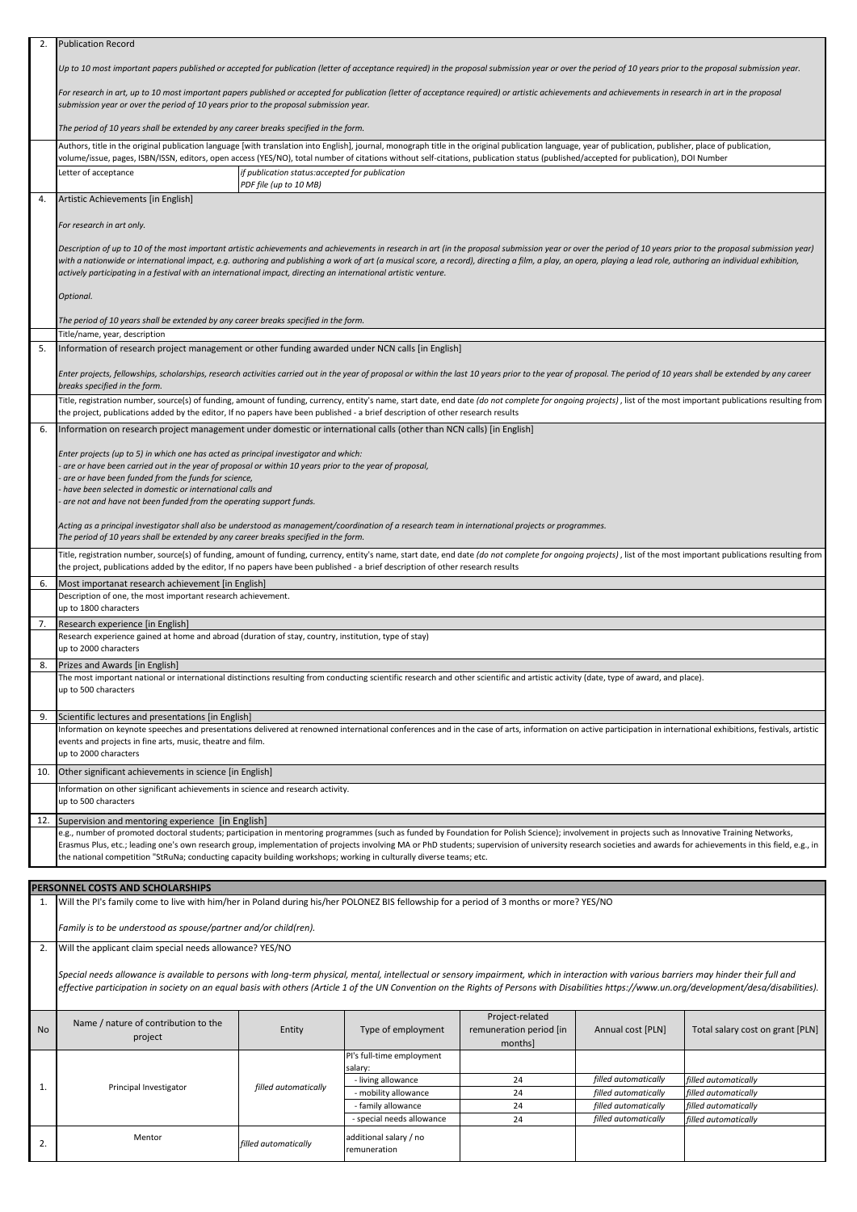2. **Publication Record**

*Up to 10 most important papers published or accepted for publication (letter of acceptance required) in the proposal submission year or over the period of 10 years prior to the proposal submission year.*

*For research in art, up to 10 most important papers published or accepted for publication (letter of acceptance required) or artistic achievements and achievements in research in art in the proposal submission year or over the period of 10 years prior to the proposal submission year.*

*The period of 10 years shall be extended by any career breaks specified in the form.*

Authors, title in the original publication language [with translation into English], journal, monograph title in the original publication language, year of publication, publisher, place of publication, volume/issue, pages, ISBN/ISSN, editors, open access (YES/NO), total number of citations without self-citations, publication status (published/accepted for publication), DOI Number

| | |
|---|---|
| Letter of acceptance | *if publication status:accepted for publication PDF file (up to 10 MB)* |

4. **Artistic Achievements [in English]**

*For research in art only.*

*Description of up to 10 of the most important artistic achievements and achievements in research in art (in the proposal submission year or over the period of 10 years prior to the proposal submission year) with a nationwide or international impact, e.g. authoring and publishing a work of art (a musical score, a record), directing a film, a play, an opera, playing a lead role, authoring an individual exhibition, actively participating in a festival with an international impact, directing an international artistic venture.*

*Optional.*

*The period of 10 years shall be extended by any career breaks specified in the form.*

Title/name, year, description

5. **Information of research project management or other funding awarded under NCN calls [in English]**

*Enter projects, fellowships, scholarships, research activities carried out in the year of proposal or within the last 10 years prior to the year of proposal. The period of 10 years shall be extended by any career breaks specified in the form.*

Title, registration number, source(s) of funding, amount of funding, currency, entity's name, start date, end date *(do not complete for ongoing projects)*, list of the most important publications resulting from the project, publications added by the editor, If no papers have been published - a brief description of other research results

6. **Information on research project management under domestic or international calls (other than NCN calls) [in English]**

*Enter projects (up to 5) in which one has acted as principal investigator and which:*
*- are or have been carried out in the year of proposal or within 10 years prior to the year of proposal,*
*- are or have been funded from the funds for science,*
*- have been selected in domestic or international calls and*
*- are not and have not been funded from the operating support funds.*

*Acting as a principal investigator shall also be understood as management/coordination of a research team in international projects or programmes.*
*The period of 10 years shall be extended by any career breaks specified in the form.*

Title, registration number, source(s) of funding, amount of funding, currency, entity's name, start date, end date *(do not complete for ongoing projects)*, list of the most important publications resulting from the project, publications added by the editor, If no papers have been published - a brief description of other research results

6. **Most importanat research achievement [in English]**

Description of one, the most important research achievement.
up to 1800 characters

7. **Research experience [in English]**

Research experience gained at home and abroad (duration of stay, country, institution, type of stay)
up to 2000 characters

8. **Prizes and Awards [in English]**

The most important national or international distinctions resulting from conducting scientific research and other scientific and artistic activity (date, type of award, and place).
up to 500 characters

9. **Scientific lectures and presentations [in English]**

Information on keynote speeches and presentations delivered at renowned international conferences and in the case of arts, information on active participation in international exhibitions, festivals, artistic events and projects in fine arts, music, theatre and film.
up to 2000 characters

10. **Other significant achievements in science [in English]**

Information on other significant achievements in science and research activity.
up to 500 characters

12. **Supervision and mentoring experience [in English]**

e.g., number of promoted doctoral students; participation in mentoring programmes (such as funded by Foundation for Polish Science); involvement in projects such as Innovative Training Networks, Erasmus Plus, etc.; leading one's own research group, implementation of projects involving MA or PhD students; supervision of university research societies and awards for achievements in this field, e.g., in the national competition "StRuNa; conducting capacity building workshops; working in culturally diverse teams; etc.

## PERSONNEL COSTS AND SCHOLARSHIPS

1. Will the PI's family come to live with him/her in Poland during his/her POLONEZ BIS fellowship for a period of 3 months or more? YES/NO

*Family is to be understood as spouse/partner and/or child(ren).*

2. Will the applicant claim special needs allowance? YES/NO

*Special needs allowance is available to persons with long-term physical, mental, intellectual or sensory impairment, which in interaction with various barriers may hinder their full and effective participation in society on an equal basis with others (Article 1 of the UN Convention on the Rights of Persons with Disabilities https://www.un.org/development/desa/disabilities).*

| No | Name / nature of contribution to the project | Entity | Type of employment | Project-related remuneration period [in months] | Annual cost [PLN] | Total salary cost on grant [PLN] |
|---|---|---|---|---|---|---|
| 1. | Principal Investigator | *filled automatically* | PI's full-time employment salary: | | | |
| | | | - living allowance | 24 | *filled automatically* | *filled automatically* |
| | | | - mobility allowance | 24 | *filled automatically* | *filled automatically* |
| | | | - family allowance | 24 | *filled automatically* | *filled automatically* |
| | | | - special needs allowance | 24 | *filled automatically* | *filled automatically* |
| 2. | Mentor | *filled automatically* | additional salary / no remuneration | | | |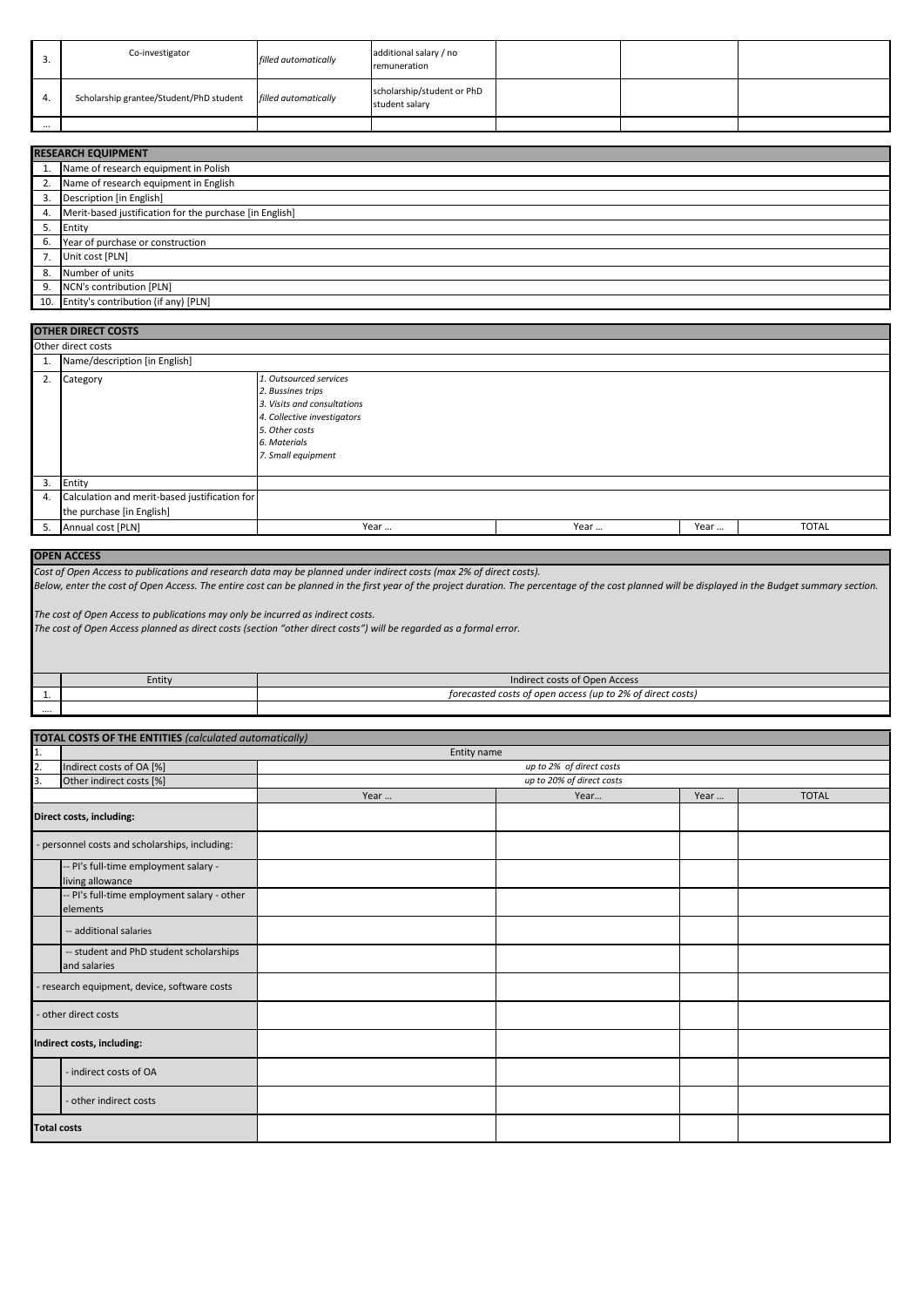| | | | | | | |
|---|---|---|---|---|---|---|
| 3. | Co-investigator | *filled automatically* | additional salary / no remuneration | | | |
| 4. | Scholarship grantee/Student/PhD student | *filled automatically* | scholarship/student or PhD student salary | | | |
| ... | | | | | | |

| **RESEARCH EQUIPMENT** | |
|---|---|
| 1. | Name of research equipment in Polish |
| 2. | Name of research equipment in English |
| 3. | Description [in English] |
| 4. | Merit-based justification for the purchase [in English] |
| 5. | Entity |
| 6. | Year of purchase or construction |
| 7. | Unit cost [PLN] |
| 8. | Number of units |
| 9. | NCN's contribution [PLN] |
| 10. | Entity's contribution (if any) [PLN] |

| **OTHER DIRECT COSTS** | | | | | |
|---|---|---|---|---|---|
| Other direct costs | | | | | |
| 1. | Name/description [in English] | | | | |
| 2. | Category | *1. Outsourced services*<br>*2. Bussines trips*<br>*3. Visits and consultations*<br>*4. Collective investigators*<br>*5. Other costs*<br>*6. Materials*<br>*7. Small equipment* | | | |
| 3. | Entity | | | | |
| 4. | Calculation and merit-based justification for the purchase [in English] | | | | |
| 5. | Annual cost [PLN] | Year ... | Year ... | Year ... | TOTAL |

**OPEN ACCESS**

*Cost of Open Access to publications and research data may be planned under indirect costs (max 2% of direct costs).*
*Below, enter the cost of Open Access. The entire cost can be planned in the first year of the project duration. The percentage of the cost planned will be displayed in the Budget summary section.*

*The cost of Open Access to publications may only be incurred as indirect costs.*
*The cost of Open Access planned as direct costs (section "other direct costs") will be regarded as a formal error.*

| | Entity | Indirect costs of Open Access |
|---|---|---|
| 1. | | *forecasted costs of open access (up to 2% of direct costs)* |
| .... | | |

| **TOTAL COSTS OF THE ENTITIES** *(calculated automatically)* | | | | | |
|---|---|---|---|---|---|
| 1. | | Entity name | | | |
| 2. | Indirect costs of OA [%] | *up to 2% of direct costs* | | | |
| 3. | Other indirect costs [%] | *up to 20% of direct costs* | | | |
| | | Year ... | Year... | Year ... | TOTAL |
| **Direct costs, including:** | | | | | |
| - personnel costs and scholarships, including: | | | | | |
| | -- PI's full-time employment salary - living allowance | | | | |
| | -- PI's full-time employment salary - other elements | | | | |
| | -- additional salaries | | | | |
| | -- student and PhD student scholarships and salaries | | | | |
| - research equipment, device, software costs | | | | | |
| - other direct costs | | | | | |
| **Indirect costs, including:** | | | | | |
| | - indirect costs of OA | | | | |
| | - other indirect costs | | | | |
| **Total costs** | | | | | |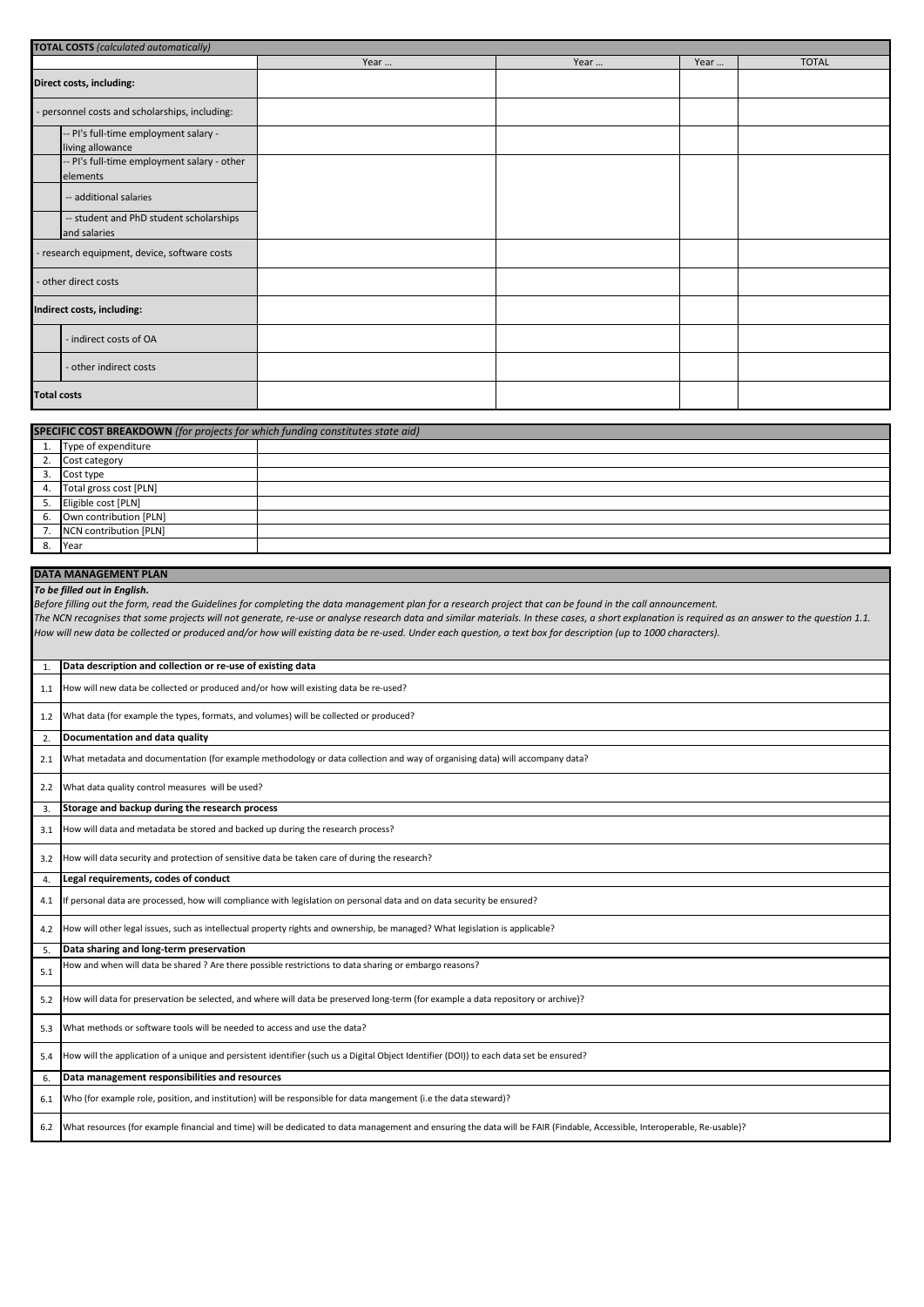**TOTAL COSTS** *(calculated automatically)*

| | Year … | Year … | Year … | TOTAL |
|---|---|---|---|---|
| **Direct costs, including:** | | | | |
| - personnel costs and scholarships, including: | | | | |
| -- PI's full-time employment salary - living allowance | | | | |
| -- PI's full-time employment salary - other elements | | | | |
| -- additional salaries | | | | |
| -- student and PhD student scholarships and salaries | | | | |
| - research equipment, device, software costs | | | | |
| - other direct costs | | | | |
| **Indirect costs, including:** | | | | |
| - indirect costs of OA | | | | |
| - other indirect costs | | | | |
| **Total costs** | | | | |

**SPECIFIC COST BREAKDOWN** *(for projects for which funding constitutes state aid)*

| | | |
|---|---|---|
| 1. | Type of expenditure | |
| 2. | Cost category | |
| 3. | Cost type | |
| 4. | Total gross cost [PLN] | |
| 5. | Eligible cost [PLN] | |
| 6. | Own contribution [PLN] | |
| 7. | NCN contribution [PLN] | |
| 8. | Year | |

**DATA MANAGEMENT PLAN**

***To be filled out in English.***

*Before filling out the form, read the Guidelines for completing the data management plan for a research project that can be found in the call announcement.*
*The NCN recognises that some projects will not generate, re-use or analyse research data and similar materials. In these cases, a short explanation is required as an answer to the question 1.1. How will new data be collected or produced and/or how will existing data be re-used. Under each question, a text box for description (up to 1000 characters).*

| | |
|---|---|
| 1. | **Data description and collection or re-use of existing data** |
| 1.1 | How will new data be collected or produced and/or how will existing data be re-used? |
| 1.2 | What data (for example the types, formats, and volumes) will be collected or produced? |
| 2. | **Documentation and data quality** |
| 2.1 | What metadata and documentation (for example methodology or data collection and way of organising data) will accompany data? |
| 2.2 | What data quality control measures will be used? |
| 3. | **Storage and backup during the research process** |
| 3.1 | How will data and metadata be stored and backed up during the research process? |
| 3.2 | How will data security and protection of sensitive data be taken care of during the research? |
| 4. | **Legal requirements, codes of conduct** |
| 4.1 | If personal data are processed, how will compliance with legislation on personal data and on data security be ensured? |
| 4.2 | How will other legal issues, such as intellectual property rights and ownership, be managed? What legislation is applicable? |
| 5. | **Data sharing and long-term preservation** |
| 5.1 | How and when will data be shared ? Are there possible restrictions to data sharing or embargo reasons? |
| 5.2 | How will data for preservation be selected, and where will data be preserved long-term (for example a data repository or archive)? |
| 5.3 | What methods or software tools will be needed to access and use the data? |
| 5.4 | How will the application of a unique and persistent identifier (such us a Digital Object Identifier (DOI)) to each data set be ensured? |
| 6. | **Data management responsibilities and resources** |
| 6.1 | Who (for example role, position, and institution) will be responsible for data mangement (i.e the data steward)? |
| 6.2 | What resources (for example financial and time) will be dedicated to data management and ensuring the data will be FAIR (Findable, Accessible, Interoperable, Re-usable)? |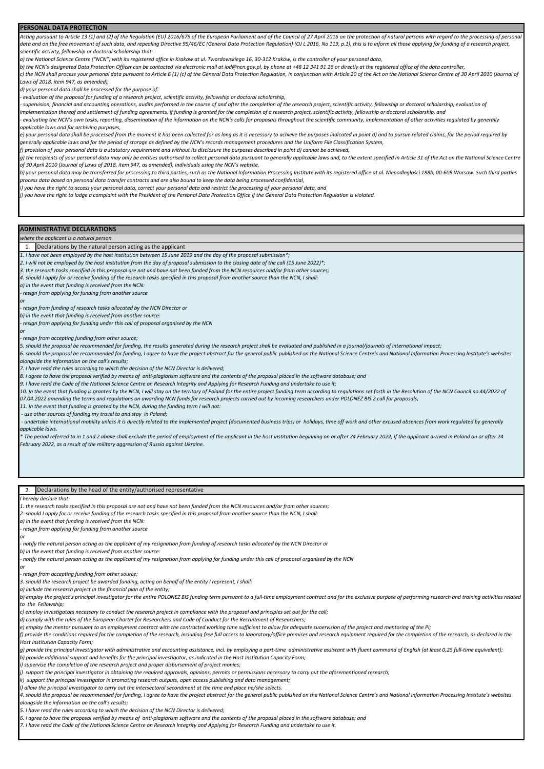## PERSONAL DATA PROTECTION

*Acting pursuant to Article 13 (1) and (2) of the Regulation (EU) 2016/679 of the European Parliament and of the Council of 27 April 2016 on the protection of natural persons with regard to the processing of personal data and on the free movement of such data, and repealing Directive 95/46/EC (General Data Protection Regulation) (OJ L 2016, No 119, p.1), this is to inform all those applying for funding of a research project, scientific activity, fellowship or doctoral scholarship that:*

*a) the National Science Centre ("NCN") with its registered office in Krakow at ul. Twardowskiego 16, 30-312 Kraków, is the controller of your personal data,*

*b) the NCN's designated Data Protection Officer can be contacted via electronic mail at iod@ncn.gov.pl, by phone at +48 12 341 91 26 or directly at the registered office of the data controller,*

*c) the NCN shall process your personal data pursuant to Article 6 (1) (c) of the General Data Protection Regulation, in conjunction with Article 20 of the Act on the National Science Centre of 30 April 2010 (Journal of Laws of 2018, item 947, as amended),*

*d) your personal data shall be processed for the purpose of:*

*- evaluation of the proposal for funding of a research project, scientific activity, fellowship or doctoral scholarship,*

*- supervision, financial and accounting operations, audits performed in the course of and after the completion of the research project, scientific activity, fellowship or doctoral scholarship, evaluation of implementation thereof and settlement of funding agreements, if funding is granted for the completion of a research project, scientific activity, fellowship or doctoral scholarship, and*

*- evaluating the NCN's own tasks, reporting, dissemination of the information on the NCN's calls for proposals throughout the scientific community, implementation of other activities regulated by generally applicable laws and for archiving purposes,*

*e) your personal data shall be processed from the moment it has been collected for as long as it is necessary to achieve the purposes indicated in point d) and to pursue related claims, for the period required by generally applicable laws and for the period of storage as defined by the NCN's records management procedures and the Uniform File Classification System,*

*f) provision of your personal data is a statutory requirement and without its disclosure the purposes described in point d) cannot be achieved,*

*g) the recipients of your personal data may only be entities authorised to collect personal data pursuant to generally applicable laws and, to the extent specified in Article 31 of the Act on the National Science Centre of 30 April 2010 (Journal of Laws of 2018, item 947, as amended), individuals using the NCN's website,*

*h) your personal data may be transferred for processing to third parties, such as the National Information Processing Institute with its registered office at al. Niepodległości 188b, 00-608 Warsaw. Such third parties process data based on personal data transfer contracts and are also bound to keep the data being processed confidential,*

*i) you have the right to access your personal data, correct your personal data and restrict the processing of your personal data, and*

*j) you have the right to lodge a complaint with the President of the Personal Data Protection Office if the General Data Protection Regulation is violated.*

## ADMINISTRATIVE DECLARATIONS

*where the applicant is a natural person*

### 1. Declarations by the natural person acting as the applicant

*1. I have not been employed by the host institution between 15 June 2019 and the day of the proposal submission\*;*

*2. I will not be employed by the host institution from the day of proposal submission to the closing date of the call (15 June 2022)\*;*

*3. the research tasks specified in this proposal are not and have not been funded from the NCN resources and/or from other sources;*

*4. should I apply for or receive funding of the research tasks specified in this proposal from another source than the NCN, I shall:*

*a) in the event that funding is received from the NCN:*

*- resign from applying for funding from another source*

*or*

*- resign from funding of research tasks allocated by the NCN Director or*

*b) in the event that funding is received from another source:*

*- resign from applying for funding under this call of proposal organised by the NCN*

*or*

*- resign from accepting funding from other source;*

*5. should the proposal be recommended for funding, the results generated during the research project shall be evaluated and published in a journal/journals of international impact;*

*6. should the proposal be recommended for funding, I agree to have the project abstract for the general public published on the National Science Centre's and National Information Processing Institute's websites alongside the information on the call's results;*

*7. I have read the rules according to which the decision of the NCN Director is delivered;*

*8. I agree to have the proposal verified by means of anti-plagiarism software and the contents of the proposal placed in the software database; and*

*9. I have read the Code of the National Science Centre on Research Integrity and Applying for Research Funding and undertake to use it;*

*10. In the event that funding is granted by the NCN, I will stay on the territory of Poland for the entire project funding term according to regulations set forth in the Resolution of the NCN Council no 44/2022 of 07.04.2022 amending the terms and regulations on awarding NCN funds for research projects carried out by incoming researchers under POLONEZ BIS 2 call for proposals;*

*11. In the event that funding is granted by the NCN, during the funding term I will not:*

*- use other sources of funding my travel to and stay in Poland;*

*- undertake international mobility unless it is directly related to the implemented project (documented business trips) or holidays, time off work and other excused absences from work regulated by generally applicable laws.*

*\* The period referred to in 1 and 2 above shall exclude the period of employment of the applicant in the host institution beginning on or after 24 February 2022, if the applicant arrived in Poland on or after 24 February 2022, as a result of the military aggression of Russia against Ukraine.*

### 2. Declarations by the head of the entity/authorised representative

*I hereby declare that:*

*1. the research tasks specified in this proposal are not and have not been funded from the NCN resources and/or from other sources;*

*2. should I apply for or receive funding of the research tasks specified in this proposal from another source than the NCN, I shall:*

*a) in the event that funding is received from the NCN:*

*- resign from applying for funding from another source*

*or*

*- notify the natural person acting as the applicant of my resignation from funding of research tasks allocated by the NCN Director or*

*b) in the event that funding is received from another source:*

*- notify the natural person acting as the applicant of my resignation from applying for funding under this call of proposal organised by the NCN*

*or*

*- resign from accepting funding from other source;*

*3. should the research project be awarded funding, acting on behalf of the entity I represent, I shall:*

*a) include the research project in the financial plan of the entity;*

*b) employ the project's principal investigator for the entire POLONEZ BIS funding term pursuant to a full-time employment contract and for the exclusive purpose of performing research and training activities related to the Fellowship;*

*c) employ investigators necessary to conduct the research project in compliance with the proposal and principles set out for the call;*

*d) comply with the rules of the European Charter for Researchers and Code of Conduct for the Recruitment of Researchers;*

*e) employ the mentor pursuant to an employment contract with the contracted working time sufficient to allow for adequate suoervision of the project and mentoring of the PI;*

*f) provide the conditions required for the completion of the research, including free full access to laboratory/office premises and research equipment required for the completion of the research, as declared in the Host Institution Capacity Form;*

*g) provide the principal investigator with administrative and accounting assistance, incl. by employing a part-time administrative assistant with fluent command of English (at least 0,25 full-time equivalent);*

*h) provide additional support and benefits for the principal investigator, as indicated in the Host Institution Capacity Form;*

*i) supervise the completion of the research project and proper disbursement of project monies;*

*j) support the principal investigator in obtaining the required approvals, opinions, permits or permissions necessary to carry out the aforementioned research;*

*k) support the principal investigator in promoting research outputs, open access publishing and data management;*

*l) allow the principal investigator to carry out the intersectoral secondment at the time and place he/she selects.*

*4. should the proposal be recommended for funding, I agree to have the project abstract for the general public published on the National Science Centre's and National Information Processing Institute's websites alongside the information on the call's results;*

*5. I have read the rules according to which the decision of the NCN Director is delivered;*

*6. I agree to have the proposal verified by means of anti-plagiarism software and the contents of the proposal placed in the software database; and*

*7. I have read the Code of the National Science Centre on Research Integrity and Applying for Research Funding and undertake to use it.*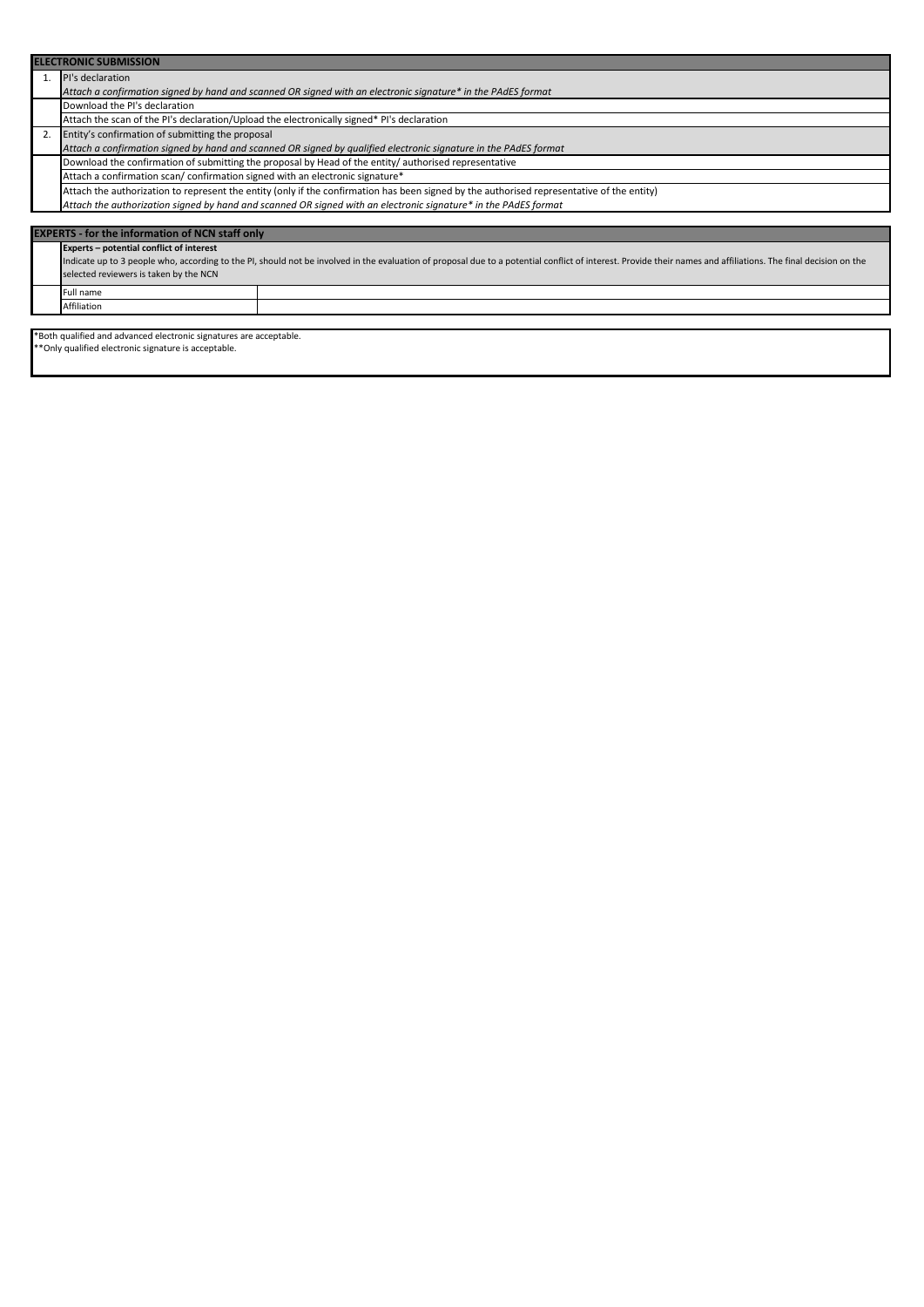| ELECTRONIC SUBMISSION | |
|---|---|
| 1. | PI's declaration |
| | *Attach a confirmation signed by hand and scanned OR signed with an electronic signature* in the PAdES format* |
| | Download the PI's declaration |
| | Attach the scan of the PI's declaration/Upload the electronically signed* PI's declaration |
| 2. | Entity's confirmation of submitting the proposal |
| | *Attach a confirmation signed by hand and scanned OR signed by qualified electronic signature in the PAdES format* |
| | Download the confirmation of submitting the proposal by Head of the entity/ authorised representative |
| | Attach a confirmation scan/ confirmation signed with an electronic signature* |
| | Attach the authorization to represent the entity (only if the confirmation has been signed by the authorised representative of the entity) |
| | *Attach the authorization signed by hand and scanned OR signed with an electronic signature* in the PAdES format* |

| EXPERTS - for the information of NCN staff only | | |
|---|---|---|
| | **Experts – potential conflict of interest**<br>Indicate up to 3 people who, according to the PI, should not be involved in the evaluation of proposal due to a potential conflict of interest. Provide their names and affiliations. The final decision on the selected reviewers is taken by the NCN | |
| | Full name | |
| | Affiliation | |

*Both qualified and advanced electronic signatures are acceptable.
**Only qualified electronic signature is acceptable.